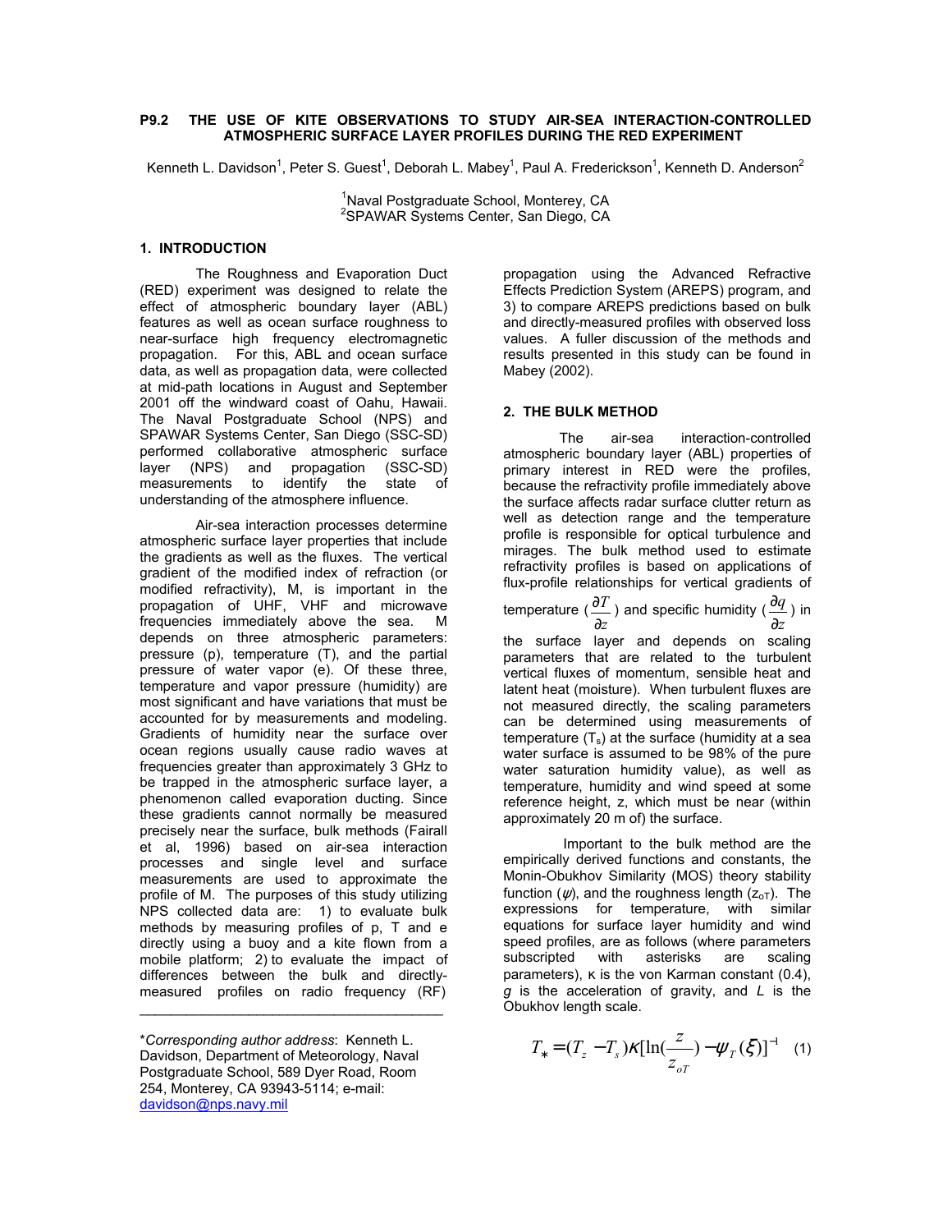# P9.2 THE USE OF KITE OBSERVATIONS TO STUDY AIR-SEA INTERACTION-CONTROLLED ATMOSPHERIC SURFACE LAYER PROFILES DURING THE RED EXPERIMENT

Kenneth L. Davidson[1], Peter S. Guest[1], Deborah L. Mabey[1], Paul A. Frederickson[1], Kenneth D. Anderson[2]

[1]Naval Postgraduate School, Monterey, CA
[2]SPAWAR Systems Center, San Diego, CA

## 1. INTRODUCTION

The Roughness and Evaporation Duct (RED) experiment was designed to relate the effect of atmospheric boundary layer (ABL) features as well as ocean surface roughness to near-surface high frequency electromagnetic propagation. For this, ABL and ocean surface data, as well as propagation data, were collected at mid-path locations in August and September 2001 off the windward coast of Oahu, Hawaii. The Naval Postgraduate School (NPS) and SPAWAR Systems Center, San Diego (SSC-SD) performed collaborative atmospheric surface layer (NPS) and propagation (SSC-SD) measurements to identify the state of understanding of the atmosphere influence.

Air-sea interaction processes determine atmospheric surface layer properties that include the gradients as well as the fluxes. The vertical gradient of the modified index of refraction (or modified refractivity), M, is important in the propagation of UHF, VHF and microwave frequencies immediately above the sea. M depends on three atmospheric parameters: pressure (p), temperature (T), and the partial pressure of water vapor (e). Of these three, temperature and vapor pressure (humidity) are most significant and have variations that must be accounted for by measurements and modeling. Gradients of humidity near the surface over ocean regions usually cause radio waves at frequencies greater than approximately 3 GHz to be trapped in the atmospheric surface layer, a phenomenon called evaporation ducting. Since these gradients cannot normally be measured precisely near the surface, bulk methods (Fairall et al, 1996) based on air-sea interaction processes and single level and surface measurements are used to approximate the profile of M. The purposes of this study utilizing NPS collected data are: 1) to evaluate bulk methods by measuring profiles of p, T and e directly using a buoy and a kite flown from a mobile platform; 2) to evaluate the impact of differences between the bulk and directly-measured profiles on radio frequency (RF) propagation using the Advanced Refractive Effects Prediction System (AREPS) program, and 3) to compare AREPS predictions based on bulk and directly-measured profiles with observed loss values. A fuller discussion of the methods and results presented in this study can be found in Mabey (2002).

*\*Corresponding author address*: Kenneth L. Davidson, Department of Meteorology, Naval Postgraduate School, 589 Dyer Road, Room 254, Monterey, CA 93943-5114; e-mail: davidson@nps.navy.mil

## 2. THE BULK METHOD

The air-sea interaction-controlled atmospheric boundary layer (ABL) properties of primary interest in RED were the profiles, because the refractivity profile immediately above the surface affects radar surface clutter return as well as detection range and the temperature profile is responsible for optical turbulence and mirages. The bulk method used to estimate refractivity profiles is based on applications of flux-profile relationships for vertical gradients of temperature ($\frac{\partial T}{\partial z}$) and specific humidity ($\frac{\partial q}{\partial z}$) in the surface layer and depends on scaling parameters that are related to the turbulent vertical fluxes of momentum, sensible heat and latent heat (moisture). When turbulent fluxes are not measured directly, the scaling parameters can be determined using measurements of temperature ($T_s$) at the surface (humidity at a sea water surface is assumed to be 98% of the pure water saturation humidity value), as well as temperature, humidity and wind speed at some reference height, z, which must be near (within approximately 20 m of) the surface.

Important to the bulk method are the empirically derived functions and constants, the Monin-Obukhov Similarity (MOS) theory stability function ($\psi$), and the roughness length ($z_{oT}$). The expressions for temperature, with similar equations for surface layer humidity and wind speed profiles, are as follows (where parameters subscripted with asterisks are scaling parameters), κ is the von Karman constant (0.4), *g* is the acceleration of gravity, and *L* is the Obukhov length scale.

$$T_* = (T_z - T_s)\kappa[\ln(\frac{z}{z_{oT}}) - \psi_T(\xi)]^{-1} \quad (1)$$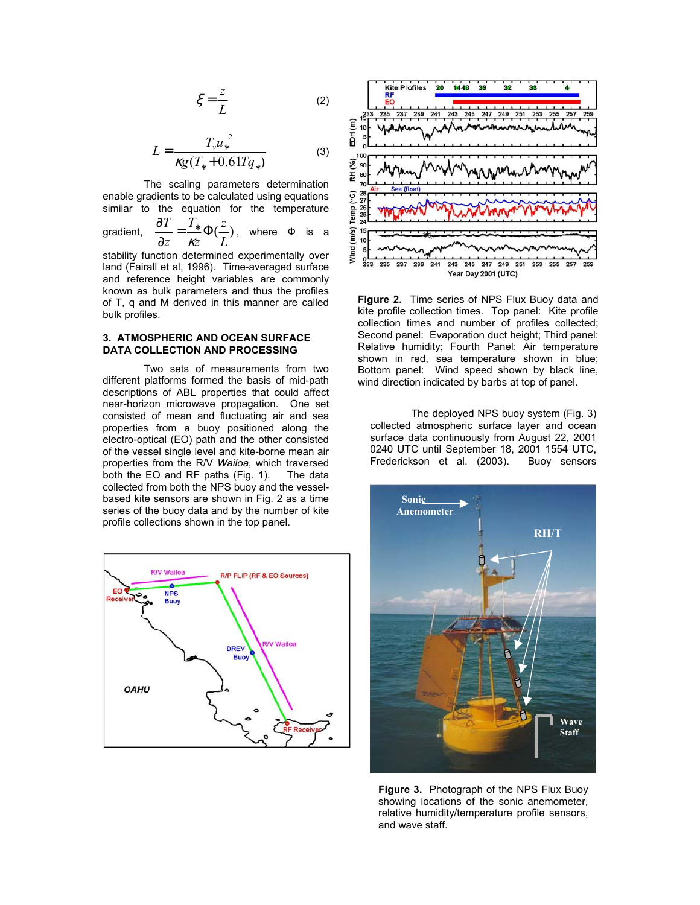$$\xi = \frac{z}{L} \quad (2)$$

$$L = \frac{T_v u_*^2}{\kappa g (T_* + 0.61 T q_*)} \quad (3)$$

The scaling parameters determination enable gradients to be calculated using equations similar to the equation for the temperature gradient, $\frac{\partial T}{\partial z} = \frac{T_*}{\kappa z} \Phi(\frac{z}{L})$, where $\Phi$ is a stability function determined experimentally over land (Fairall et al, 1996). Time-averaged surface and reference height variables are commonly known as bulk parameters and thus the profiles of T, q and M derived in this manner are called bulk profiles.

## 3. ATMOSPHERIC AND OCEAN SURFACE DATA COLLECTION AND PROCESSING

Two sets of measurements from two different platforms formed the basis of mid-path descriptions of ABL properties that could affect near-horizon microwave propagation. One set consisted of mean and fluctuating air and sea properties from a buoy positioned along the electro-optical (EO) path and the other consisted of the vessel single level and kite-borne mean air properties from the R/V *Wailoa*, which traversed both the EO and RF paths (Fig. 1). The data collected from both the NPS buoy and the vessel-based kite sensors are shown in Fig. 2 as a time series of the buoy data and by the number of kite profile collections shown in the top panel.

**Figure 2.** Time series of NPS Flux Buoy data and kite profile collection times. Top panel: Kite profile collection times and number of profiles collected; Second panel: Evaporation duct height; Third panel: Relative humidity; Fourth Panel: Air temperature shown in red, sea temperature shown in blue; Bottom panel: Wind speed shown by black line, wind direction indicated by barbs at top of panel.

The deployed NPS buoy system (Fig. 3) collected atmospheric surface layer and ocean surface data continuously from August 22, 2001 0240 UTC until September 18, 2001 1554 UTC, Frederickson et al. (2003). Buoy sensors

**Figure 3.** Photograph of the NPS Flux Buoy showing locations of the sonic anemometer, relative humidity/temperature profile sensors, and wave staff.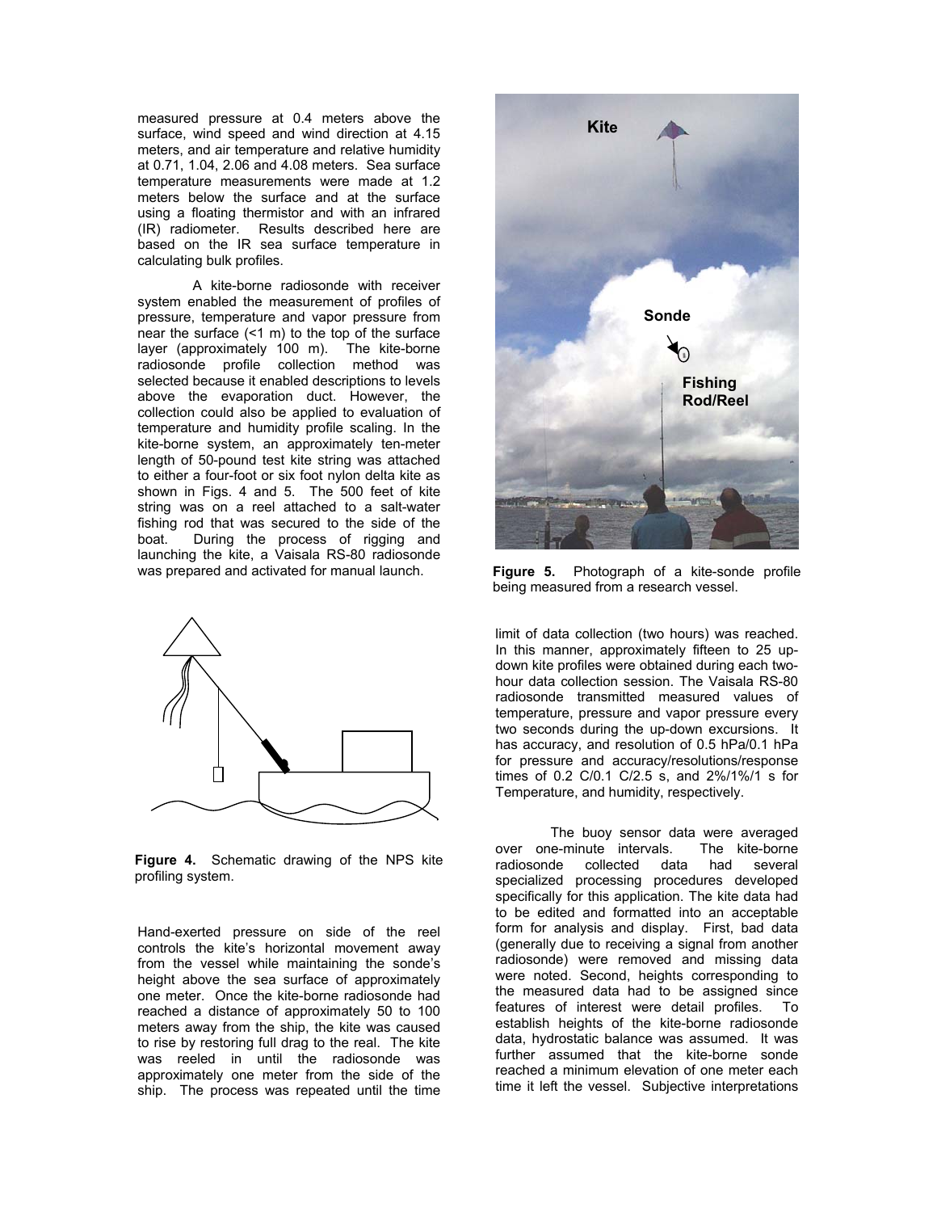measured pressure at 0.4 meters above the surface, wind speed and wind direction at 4.15 meters, and air temperature and relative humidity at 0.71, 1.04, 2.06 and 4.08 meters. Sea surface temperature measurements were made at 1.2 meters below the surface and at the surface using a floating thermistor and with an infrared (IR) radiometer. Results described here are based on the IR sea surface temperature in calculating bulk profiles.

A kite-borne radiosonde with receiver system enabled the measurement of profiles of pressure, temperature and vapor pressure from near the surface (<1 m) to the top of the surface layer (approximately 100 m). The kite-borne radiosonde profile collection method was selected because it enabled descriptions to levels above the evaporation duct. However, the collection could also be applied to evaluation of temperature and humidity profile scaling. In the kite-borne system, an approximately ten-meter length of 50-pound test kite string was attached to either a four-foot or six foot nylon delta kite as shown in Figs. 4 and 5. The 500 feet of kite string was on a reel attached to a salt-water fishing rod that was secured to the side of the boat. During the process of rigging and launching the kite, a Vaisala RS-80 radiosonde was prepared and activated for manual launch.

**Figure 4.** Schematic drawing of the NPS kite profiling system.

Hand-exerted pressure on side of the reel controls the kite's horizontal movement away from the vessel while maintaining the sonde's height above the sea surface of approximately one meter. Once the kite-borne radiosonde had reached a distance of approximately 50 to 100 meters away from the ship, the kite was caused to rise by restoring full drag to the real. The kite was reeled in until the radiosonde was approximately one meter from the side of the ship. The process was repeated until the time limit of data collection (two hours) was reached. In this manner, approximately fifteen to 25 up-down kite profiles were obtained during each two-hour data collection session. The Vaisala RS-80 radiosonde transmitted measured values of temperature, pressure and vapor pressure every two seconds during the up-down excursions. It has accuracy, and resolution of 0.5 hPa/0.1 hPa for pressure and accuracy/resolutions/response times of 0.2 C/0.1 C/2.5 s, and 2%/1%/1 s for Temperature, and humidity, respectively.

**Figure 5.** Photograph of a kite-sonde profile being measured from a research vessel.

The buoy sensor data were averaged over one-minute intervals. The kite-borne radiosonde collected data had several specialized processing procedures developed specifically for this application. The kite data had to be edited and formatted into an acceptable form for analysis and display. First, bad data (generally due to receiving a signal from another radiosonde) were removed and missing data were noted. Second, heights corresponding to the measured data had to be assigned since features of interest were detail profiles. To establish heights of the kite-borne radiosonde data, hydrostatic balance was assumed. It was further assumed that the kite-borne sonde reached a minimum elevation of one meter each time it left the vessel. Subjective interpretations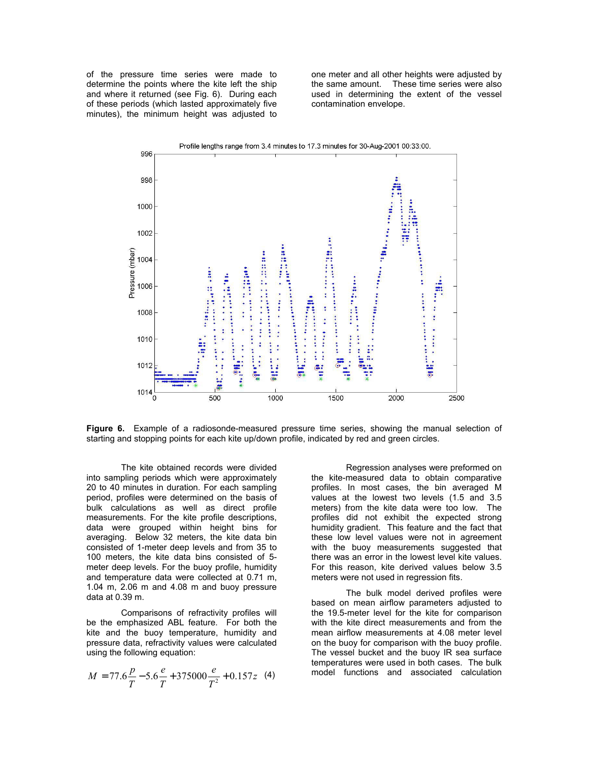of the pressure time series were made to determine the points where the kite left the ship and where it returned (see Fig. 6). During each of these periods (which lasted approximately five minutes), the minimum height was adjusted to one meter and all other heights were adjusted by the same amount. These time series were also used in determining the extent of the vessel contamination envelope.

**Figure 6.** Example of a radiosonde-measured pressure time series, showing the manual selection of starting and stopping points for each kite up/down profile, indicated by red and green circles.

The kite obtained records were divided into sampling periods which were approximately 20 to 40 minutes in duration. For each sampling period, profiles were determined on the basis of bulk calculations as well as direct profile measurements. For the kite profile descriptions, data were grouped within height bins for averaging. Below 32 meters, the kite data bin consisted of 1-meter deep levels and from 35 to 100 meters, the kite data bins consisted of 5-meter deep levels. For the buoy profile, humidity and temperature data were collected at 0.71 m, 1.04 m, 2.06 m and 4.08 m and buoy pressure data at 0.39 m.

Comparisons of refractivity profiles will be the emphasized ABL feature. For both the kite and the buoy temperature, humidity and pressure data, refractivity values were calculated using the following equation:

$$M = 77.6\frac{p}{T} - 5.6\frac{e}{T} + 375000\frac{e}{T^2} + 0.157z \quad (4)$$

Regression analyses were preformed on the kite-measured data to obtain comparative profiles. In most cases, the bin averaged M values at the lowest two levels (1.5 and 3.5 meters) from the kite data were too low. The profiles did not exhibit the expected strong humidity gradient. This feature and the fact that these low level values were not in agreement with the buoy measurements suggested that there was an error in the lowest level kite values. For this reason, kite derived values below 3.5 meters were not used in regression fits.

The bulk model derived profiles were based on mean airflow parameters adjusted to the 19.5-meter level for the kite for comparison with the kite direct measurements and from the mean airflow measurements at 4.08 meter level on the buoy for comparison with the buoy profile. The vessel bucket and the buoy IR sea surface temperatures were used in both cases. The bulk model functions and associated calculation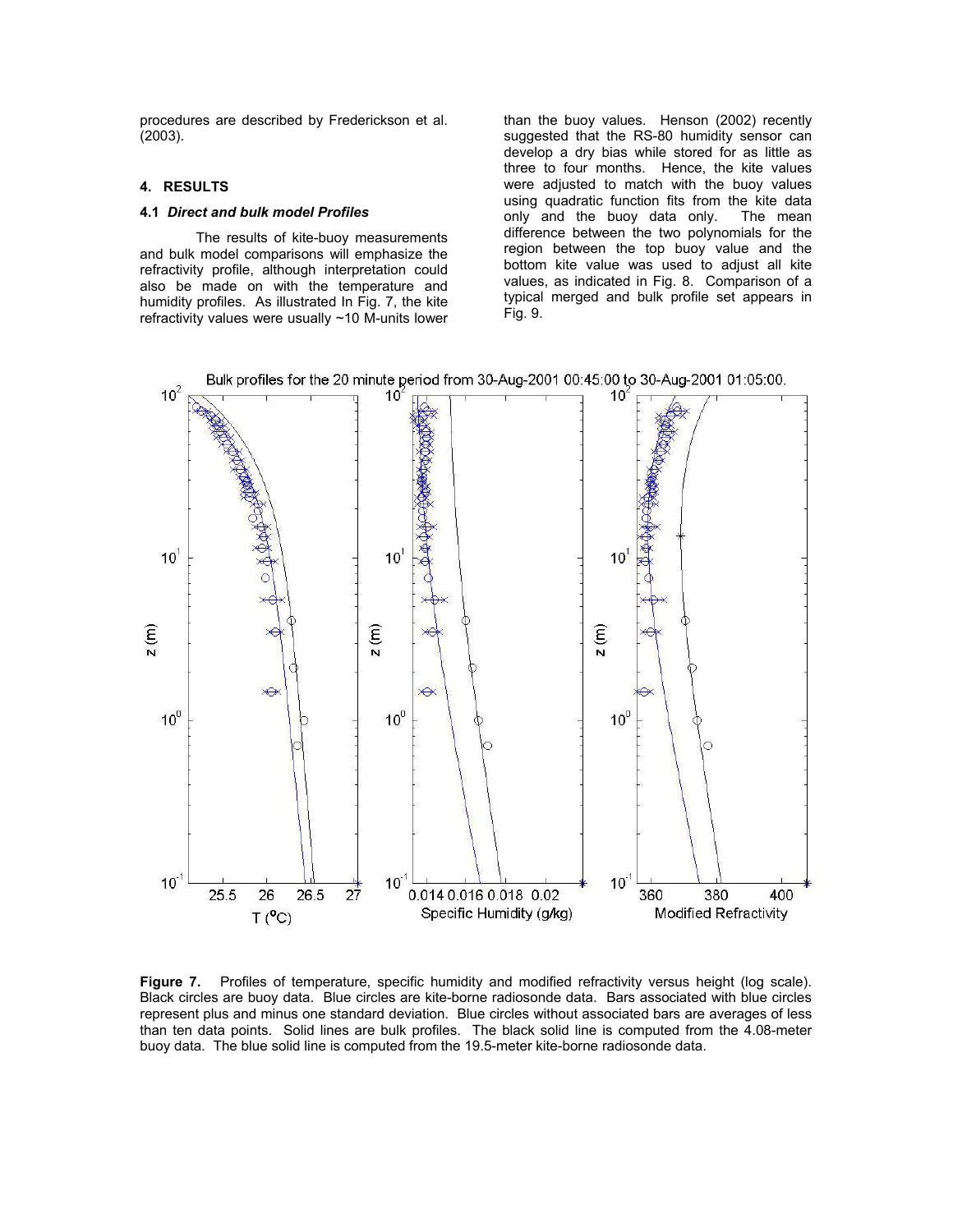procedures are described by Frederickson et al. (2003).

## 4. RESULTS

### 4.1 *Direct and bulk model Profiles*

The results of kite-buoy measurements and bulk model comparisons will emphasize the refractivity profile, although interpretation could also be made on with the temperature and humidity profiles. As illustrated In Fig. 7, the kite refractivity values were usually ~10 M-units lower than the buoy values. Henson (2002) recently suggested that the RS-80 humidity sensor can develop a dry bias while stored for as little as three to four months. Hence, the kite values were adjusted to match with the buoy values using quadratic function fits from the kite data only and the buoy data only. The mean difference between the two polynomials for the region between the top buoy value and the bottom kite value was used to adjust all kite values, as indicated in Fig. 8. Comparison of a typical merged and bulk profile set appears in Fig. 9.

**Figure 7.** Profiles of temperature, specific humidity and modified refractivity versus height (log scale). Black circles are buoy data. Blue circles are kite-borne radiosonde data. Bars associated with blue circles represent plus and minus one standard deviation. Blue circles without associated bars are averages of less than ten data points. Solid lines are bulk profiles. The black solid line is computed from the 4.08-meter buoy data. The blue solid line is computed from the 19.5-meter kite-borne radiosonde data.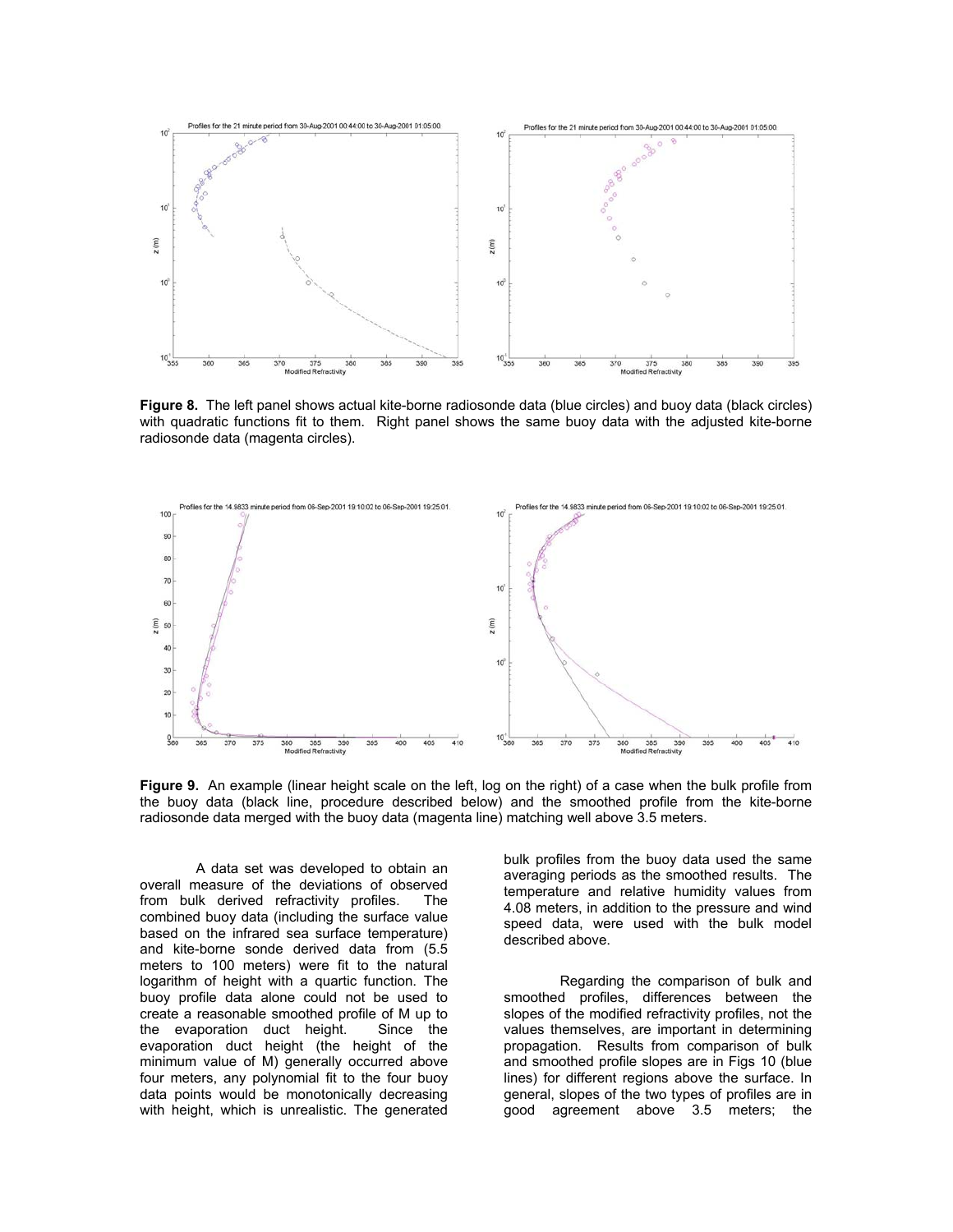**Figure 8.** The left panel shows actual kite-borne radiosonde data (blue circles) and buoy data (black circles) with quadratic functions fit to them. Right panel shows the same buoy data with the adjusted kite-borne radiosonde data (magenta circles).

**Figure 9.** An example (linear height scale on the left, log on the right) of a case when the bulk profile from the buoy data (black line, procedure described below) and the smoothed profile from the kite-borne radiosonde data merged with the buoy data (magenta line) matching well above 3.5 meters.

A data set was developed to obtain an overall measure of the deviations of observed from bulk derived refractivity profiles. The combined buoy data (including the surface value based on the infrared sea surface temperature) and kite-borne sonde derived data from (5.5 meters to 100 meters) were fit to the natural logarithm of height with a quartic function. The buoy profile data alone could not be used to create a reasonable smoothed profile of M up to the evaporation duct height. Since the evaporation duct height (the height of the minimum value of M) generally occurred above four meters, any polynomial fit to the four buoy data points would be monotonically decreasing with height, which is unrealistic. The generated bulk profiles from the buoy data used the same averaging periods as the smoothed results. The temperature and relative humidity values from 4.08 meters, in addition to the pressure and wind speed data, were used with the bulk model described above.

Regarding the comparison of bulk and smoothed profiles, differences between the slopes of the modified refractivity profiles, not the values themselves, are important in determining propagation. Results from comparison of bulk and smoothed profile slopes are in Figs 10 (blue lines) for different regions above the surface. In general, slopes of the two types of profiles are in good agreement above 3.5 meters; the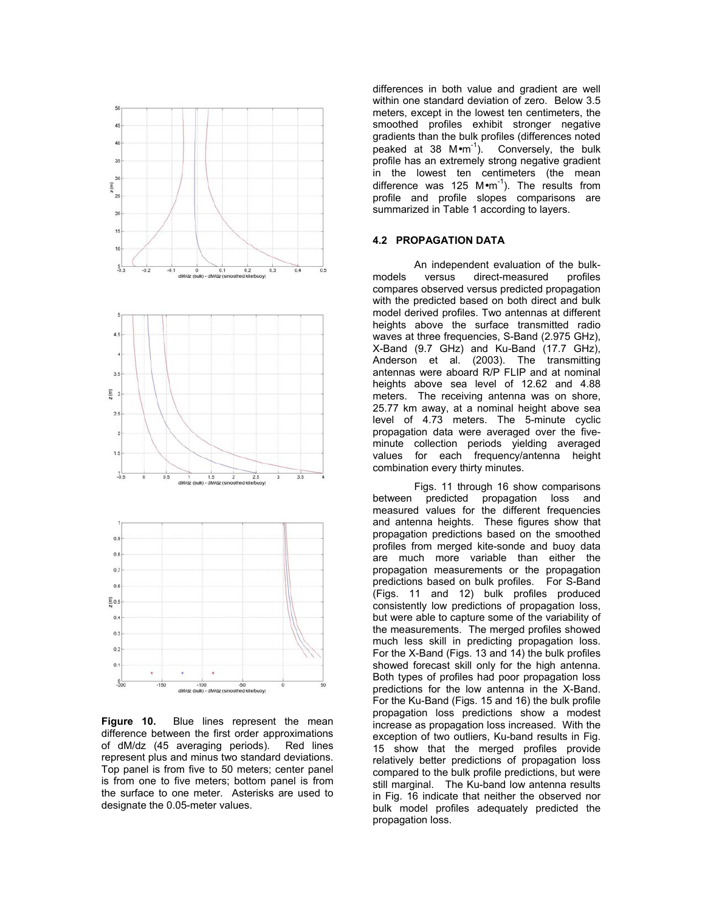**Figure 10.** Blue lines represent the mean difference between the first order approximations of dM/dz (45 averaging periods). Red lines represent plus and minus two standard deviations. Top panel is from five to 50 meters; center panel is from one to five meters; bottom panel is from the surface to one meter. Asterisks are used to designate the 0.05-meter values.

differences in both value and gradient are well within one standard deviation of zero. Below 3.5 meters, except in the lowest ten centimeters, the smoothed profiles exhibit stronger negative gradients than the bulk profiles (differences noted peaked at 38 $M \bullet m^{-1}$). Conversely, the bulk profile has an extremely strong negative gradient in the lowest ten centimeters (the mean difference was 125 $M \bullet m^{-1}$). The results from profile and profile slopes comparisons are summarized in Table 1 according to layers.

### 4.2 PROPAGATION DATA

An independent evaluation of the bulk-models versus direct-measured profiles compares observed versus predicted propagation with the predicted based on both direct and bulk model derived profiles. Two antennas at different heights above the surface transmitted radio waves at three frequencies, S-Band (2.975 GHz), X-Band (9.7 GHz) and Ku-Band (17.7 GHz), Anderson et al. (2003). The transmitting antennas were aboard R/P FLIP and at nominal heights above sea level of 12.62 and 4.88 meters. The receiving antenna was on shore, 25.77 km away, at a nominal height above sea level of 4.73 meters. The 5-minute cyclic propagation data were averaged over the five-minute collection periods yielding averaged values for each frequency/antenna height combination every thirty minutes.

Figs. 11 through 16 show comparisons between predicted propagation loss and measured values for the different frequencies and antenna heights. These figures show that propagation predictions based on the smoothed profiles from merged kite-sonde and buoy data are much more variable than either the propagation measurements or the propagation predictions based on bulk profiles. For S-Band (Figs. 11 and 12) bulk profiles produced consistently low predictions of propagation loss, but were able to capture some of the variability of the measurements. The merged profiles showed much less skill in predicting propagation loss. For the X-Band (Figs. 13 and 14) the bulk profiles showed forecast skill only for the high antenna. Both types of profiles had poor propagation loss predictions for the low antenna in the X-Band. For the Ku-Band (Figs. 15 and 16) the bulk profile propagation loss predictions show a modest increase as propagation loss increased. With the exception of two outliers, Ku-band results in Fig. 15 show that the merged profiles provide relatively better predictions of propagation loss compared to the bulk profile predictions, but were still marginal. The Ku-band low antenna results in Fig. 16 indicate that neither the observed nor bulk model profiles adequately predicted the propagation loss.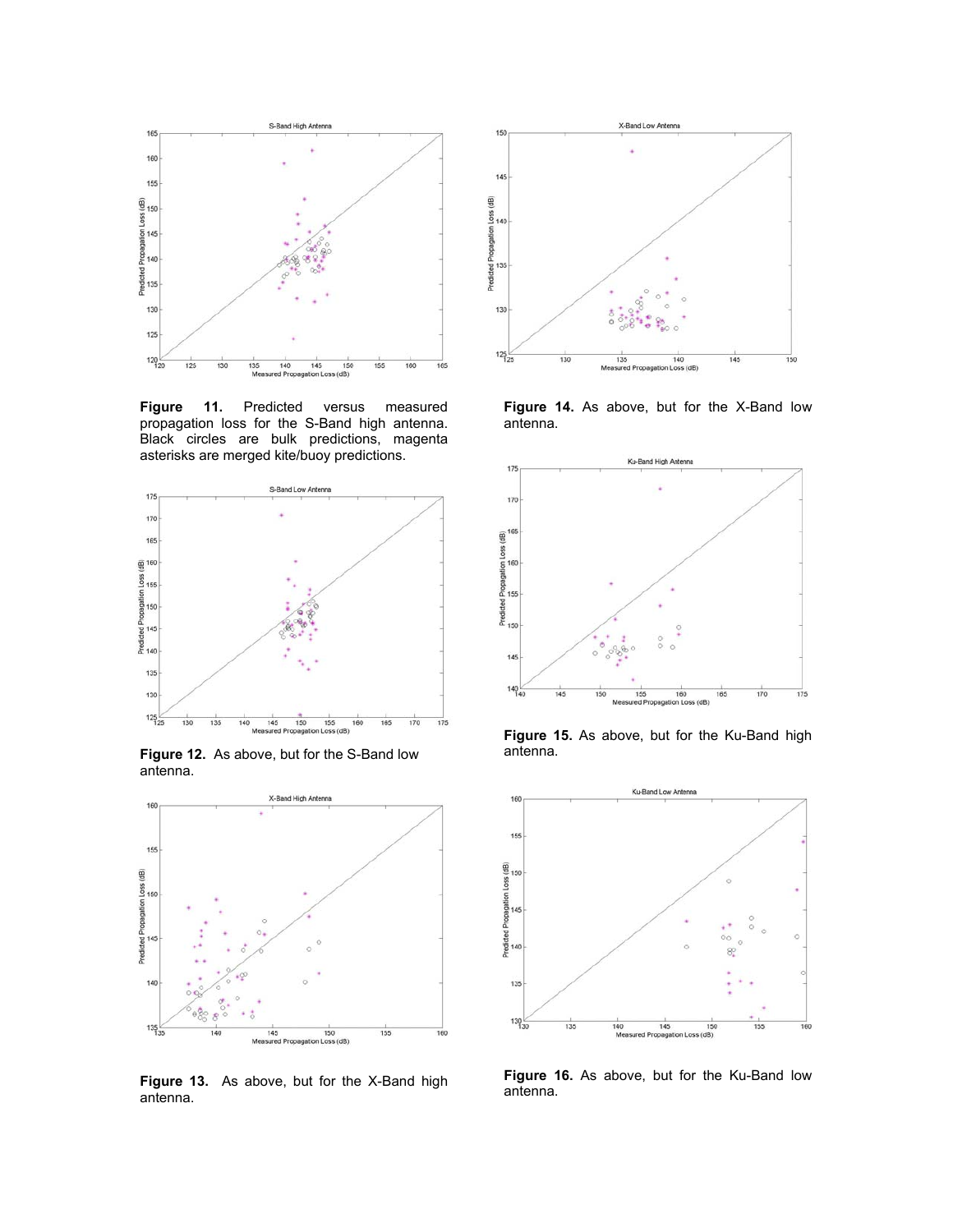**Figure 11.** Predicted versus measured propagation loss for the S-Band high antenna. Black circles are bulk predictions, magenta asterisks are merged kite/buoy predictions.

**Figure 12.** As above, but for the S-Band low antenna.

**Figure 13.** As above, but for the X-Band high antenna.

**Figure 14.** As above, but for the X-Band low antenna.

**Figure 15.** As above, but for the Ku-Band high antenna.

**Figure 16.** As above, but for the Ku-Band low antenna.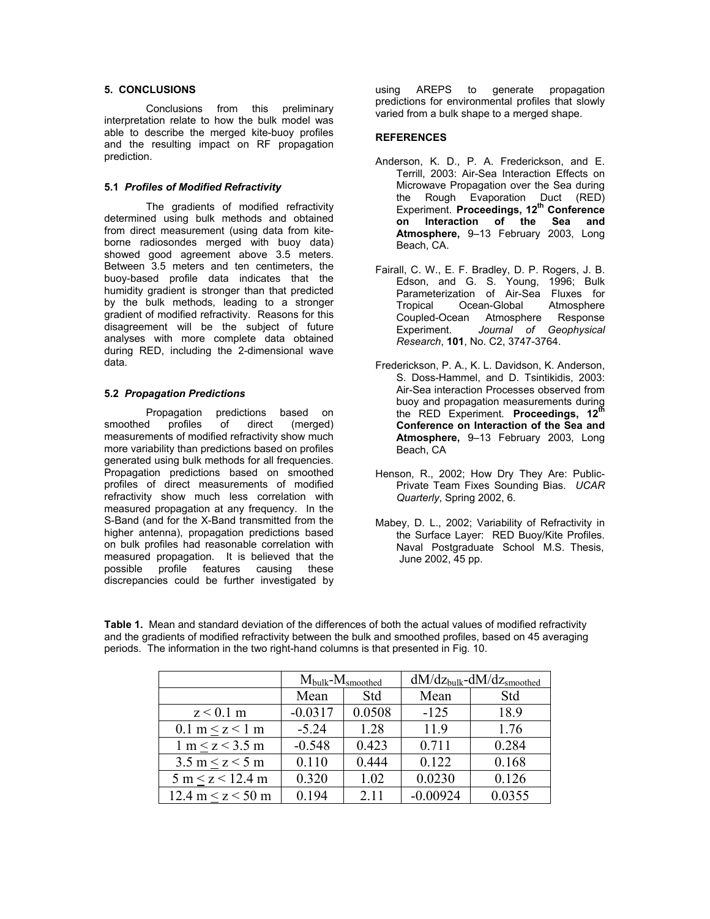## 5. CONCLUSIONS

Conclusions from this preliminary interpretation relate to how the bulk model was able to describe the merged kite-buoy profiles and the resulting impact on RF propagation prediction.

### 5.1 *Profiles of Modified Refractivity*

The gradients of modified refractivity determined using bulk methods and obtained from direct measurement (using data from kite-borne radiosondes merged with buoy data) showed good agreement above 3.5 meters. Between 3.5 meters and ten centimeters, the buoy-based profile data indicates that the humidity gradient is stronger than that predicted by the bulk methods, leading to a stronger gradient of modified refractivity. Reasons for this disagreement will be the subject of future analyses with more complete data obtained during RED, including the 2-dimensional wave data.

### 5.2 *Propagation Predictions*

Propagation predictions based on smoothed profiles of direct (merged) measurements of modified refractivity show much more variability than predictions based on profiles generated using bulk methods for all frequencies. Propagation predictions based on smoothed profiles of direct measurements of modified refractivity show much less correlation with measured propagation at any frequency. In the S-Band (and for the X-Band transmitted from the higher antenna), propagation predictions based on bulk profiles had reasonable correlation with measured propagation. It is believed that the possible profile features causing these discrepancies could be further investigated by using AREPS to generate propagation predictions for environmental profiles that slowly varied from a bulk shape to a merged shape.

## REFERENCES

Anderson, K. D., P. A. Frederickson, and E. Terrill, 2003: Air-Sea Interaction Effects on Microwave Propagation over the Sea during the Rough Evaporation Duct (RED) Experiment. **Proceedings, 12th Conference on Interaction of the Sea and Atmosphere,** 9–13 February 2003, Long Beach, CA.

Fairall, C. W., E. F. Bradley, D. P. Rogers, J. B. Edson, and G. S. Young, 1996; Bulk Parameterization of Air-Sea Fluxes for Tropical Ocean-Global Atmosphere Coupled-Ocean Atmosphere Response Experiment. *Journal of Geophysical Research*, **101**, No. C2, 3747-3764.

Frederickson, P. A., K. L. Davidson, K. Anderson, S. Doss-Hammel, and D. Tsintikidis, 2003: Air-Sea interaction Processes observed from buoy and propagation measurements during the RED Experiment. **Proceedings, 12th Conference on Interaction of the Sea and Atmosphere,** 9–13 February 2003, Long Beach, CA

Henson, R., 2002; How Dry They Are: Public-Private Team Fixes Sounding Bias. *UCAR Quarterly*, Spring 2002, 6.

Mabey, D. L., 2002; Variability of Refractivity in the Surface Layer: RED Buoy/Kite Profiles. Naval Postgraduate School M.S. Thesis, June 2002, 45 pp.

**Table 1.** Mean and standard deviation of the differences of both the actual values of modified refractivity and the gradients of modified refractivity between the bulk and smoothed profiles, based on 45 averaging periods. The information in the two right-hand columns is that presented in Fig. 10.

| | $M_{bulk}$-$M_{smoothed}$ | | $dM/dz_{bulk}$-$dM/dz_{smoothed}$ | |
|---|---|---|---|---|
| | Mean | Std | Mean | Std |
| $z < 0.1$ m | -0.0317 | 0.0508 | -125 | 18.9 |
| $0.1 \text{ m} \le z < 1$ m | -5.24 | 1.28 | 11.9 | 1.76 |
| $1 \text{ m} \le z < 3.5$ m | -0.548 | 0.423 | 0.711 | 0.284 |
| $3.5 \text{ m} \le z < 5$ m | 0.110 | 0.444 | 0.122 | 0.168 |
| $5 \text{ m} \le z < 12.4$ m | 0.320 | 1.02 | 0.0230 | 0.126 |
| $12.4 \text{ m} \le z < 50$ m | 0.194 | 2.11 | -0.00924 | 0.0355 |